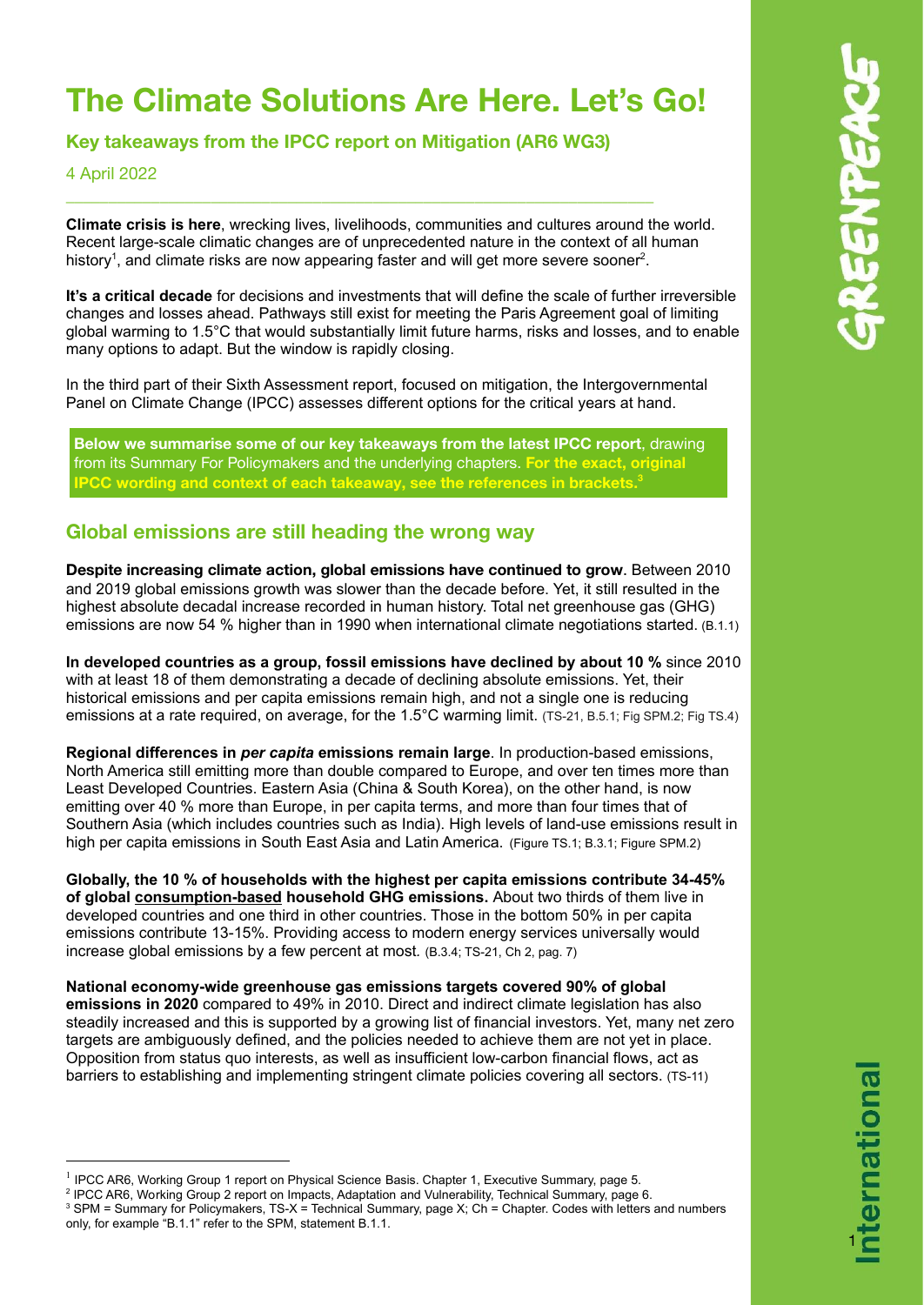# The Climate Solutions Are Here. Let's Go!

## Key takeaways from the IPCC report on Mitigation (AR6 WG3)

4 April 2022

---

**Climate crisis is here**, wrecking lives, livelihoods, communities and cultures around the world. Recent large-scale climatic changes are of unprecedented nature in the context of all human history[1], and climate risks are now appearing faster and will get more severe sooner[2].

**It's a critical decade** for decisions and investments that will define the scale of further irreversible changes and losses ahead. Pathways still exist for meeting the Paris Agreement goal of limiting global warming to 1.5°C that would substantially limit future harms, risks and losses, and to enable many options to adapt. But the window is rapidly closing.

In the third part of their Sixth Assessment report, focused on mitigation, the Intergovernmental Panel on Climate Change (IPCC) assesses different options for the critical years at hand.

**Below we summarise some of our key takeaways from the latest IPCC report**, drawing from its Summary For Policymakers and the underlying chapters. **For the exact, original IPCC wording and context of each takeaway, see the references in brackets.[3]**

## Global emissions are still heading the wrong way

**Despite increasing climate action, global emissions have continued to grow**. Between 2010 and 2019 global emissions growth was slower than the decade before. Yet, it still resulted in the highest absolute decadal increase recorded in human history. Total net greenhouse gas (GHG) emissions are now 54 % higher than in 1990 when international climate negotiations started. (B.1.1)

**In developed countries as a group, fossil emissions have declined by about 10 %** since 2010 with at least 18 of them demonstrating a decade of declining absolute emissions. Yet, their historical emissions and per capita emissions remain high, and not a single one is reducing emissions at a rate required, on average, for the 1.5°C warming limit. (TS-21, B.5.1; Fig SPM.2; Fig TS.4)

**Regional differences in *per capita* emissions remain large**. In production-based emissions, North America still emitting more than double compared to Europe, and over ten times more than Least Developed Countries. Eastern Asia (China & South Korea), on the other hand, is now emitting over 40 % more than Europe, in per capita terms, and more than four times that of Southern Asia (which includes countries such as India). High levels of land-use emissions result in high per capita emissions in South East Asia and Latin America. (Figure TS.1; B.3.1; Figure SPM.2)

**Globally, the 10 % of households with the highest per capita emissions contribute 34-45% of global consumption-based household GHG emissions.** About two thirds of them live in developed countries and one third in other countries. Those in the bottom 50% in per capita emissions contribute 13-15%. Providing access to modern energy services universally would increase global emissions by a few percent at most. (B.3.4; TS-21, Ch 2, pag. 7)

**National economy-wide greenhouse gas emissions targets covered 90% of global emissions in 2020** compared to 49% in 2010. Direct and indirect climate legislation has also steadily increased and this is supported by a growing list of financial investors. Yet, many net zero targets are ambiguously defined, and the policies needed to achieve them are not yet in place. Opposition from status quo interests, as well as insufficient low-carbon financial flows, act as barriers to establishing and implementing stringent climate policies covering all sectors. (TS-11)

---

[1] IPCC AR6, Working Group 1 report on Physical Science Basis. Chapter 1, Executive Summary, page 5.

[2] IPCC AR6, Working Group 2 report on Impacts, Adaptation and Vulnerability, Technical Summary, page 6.

[3] SPM = Summary for Policymakers, TS-X = Technical Summary, page X; Ch = Chapter. Codes with letters and numbers only, for example "B.1.1" refer to the SPM, statement B.1.1.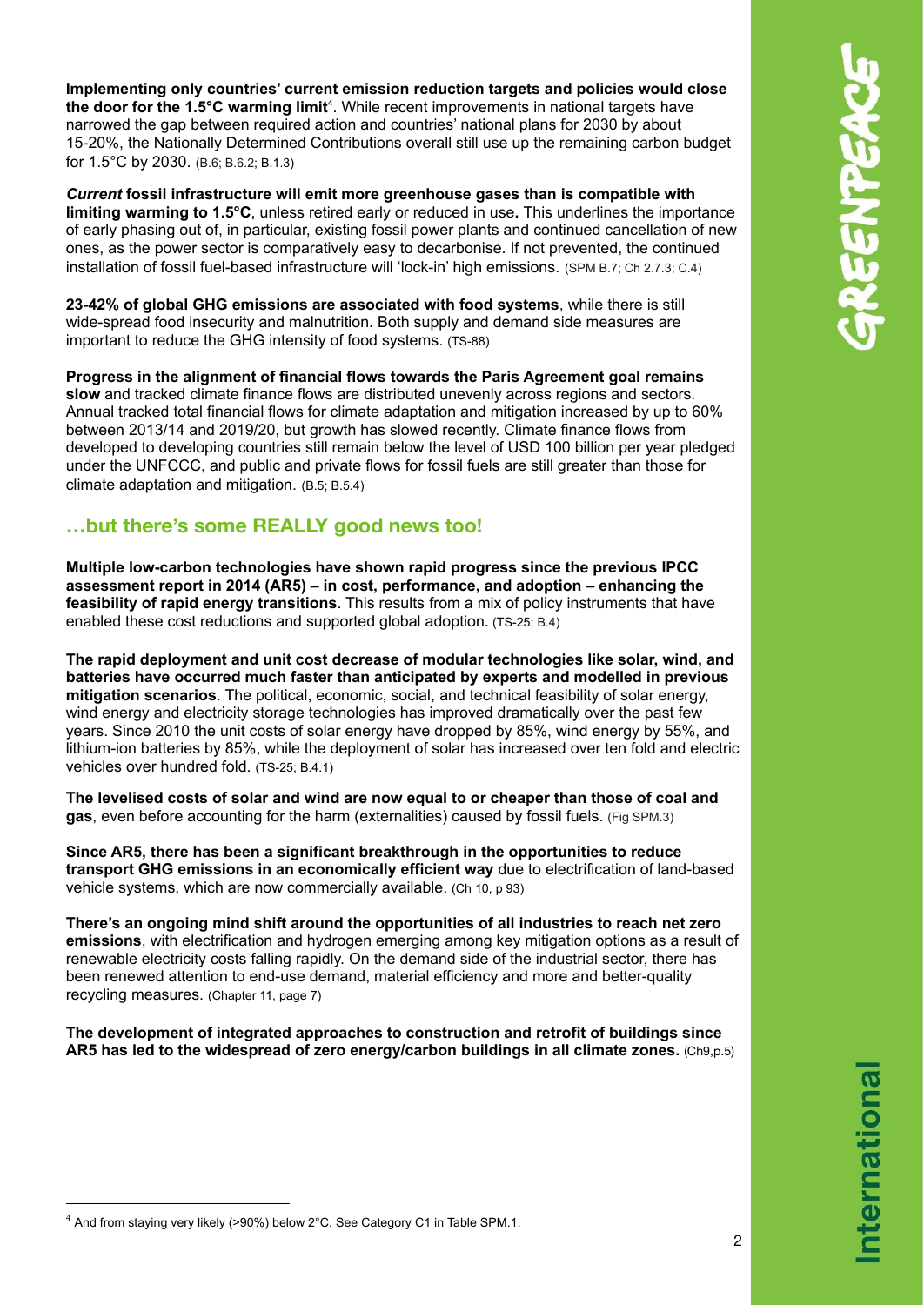**Implementing only countries' current emission reduction targets and policies would close the door for the 1.5°C warming limit**[4]. While recent improvements in national targets have narrowed the gap between required action and countries' national plans for 2030 by about 15-20%, the Nationally Determined Contributions overall still use up the remaining carbon budget for 1.5°C by 2030. (B.6; B.6.2; B.1.3)

***Current*** **fossil infrastructure will emit more greenhouse gases than is compatible with limiting warming to 1.5°C**, unless retired early or reduced in use**.** This underlines the importance of early phasing out of, in particular, existing fossil power plants and continued cancellation of new ones, as the power sector is comparatively easy to decarbonise. If not prevented, the continued installation of fossil fuel-based infrastructure will 'lock-in' high emissions. (SPM B.7; Ch 2.7.3; C.4)

**23-42% of global GHG emissions are associated with food systems**, while there is still wide-spread food insecurity and malnutrition. Both supply and demand side measures are important to reduce the GHG intensity of food systems. (TS-88)

**Progress in the alignment of financial flows towards the Paris Agreement goal remains slow** and tracked climate finance flows are distributed unevenly across regions and sectors. Annual tracked total financial flows for climate adaptation and mitigation increased by up to 60% between 2013/14 and 2019/20, but growth has slowed recently. Climate finance flows from developed to developing countries still remain below the level of USD 100 billion per year pledged under the UNFCCC, and public and private flows for fossil fuels are still greater than those for climate adaptation and mitigation. (B.5; B.5.4)

## …but there's some REALLY good news too!

**Multiple low-carbon technologies have shown rapid progress since the previous IPCC assessment report in 2014 (AR5) – in cost, performance, and adoption – enhancing the feasibility of rapid energy transitions**. This results from a mix of policy instruments that have enabled these cost reductions and supported global adoption. (TS-25; B.4)

**The rapid deployment and unit cost decrease of modular technologies like solar, wind, and batteries have occurred much faster than anticipated by experts and modelled in previous mitigation scenarios**. The political, economic, social, and technical feasibility of solar energy, wind energy and electricity storage technologies has improved dramatically over the past few years. Since 2010 the unit costs of solar energy have dropped by 85%, wind energy by 55%, and lithium-ion batteries by 85%, while the deployment of solar has increased over ten fold and electric vehicles over hundred fold. (TS-25; B.4.1)

**The levelised costs of solar and wind are now equal to or cheaper than those of coal and gas**, even before accounting for the harm (externalities) caused by fossil fuels. (Fig SPM.3)

**Since AR5, there has been a significant breakthrough in the opportunities to reduce transport GHG emissions in an economically efficient way** due to electrification of land-based vehicle systems, which are now commercially available. (Ch 10, p 93)

**There's an ongoing mind shift around the opportunities of all industries to reach net zero emissions**, with electrification and hydrogen emerging among key mitigation options as a result of renewable electricity costs falling rapidly. On the demand side of the industrial sector, there has been renewed attention to end-use demand, material efficiency and more and better-quality recycling measures. (Chapter 11, page 7)

**The development of integrated approaches to construction and retrofit of buildings since AR5 has led to the widespread of zero energy/carbon buildings in all climate zones.** (Ch9,p.5)

---

[4] And from staying very likely (>90%) below 2°C. See Category C1 in Table SPM.1.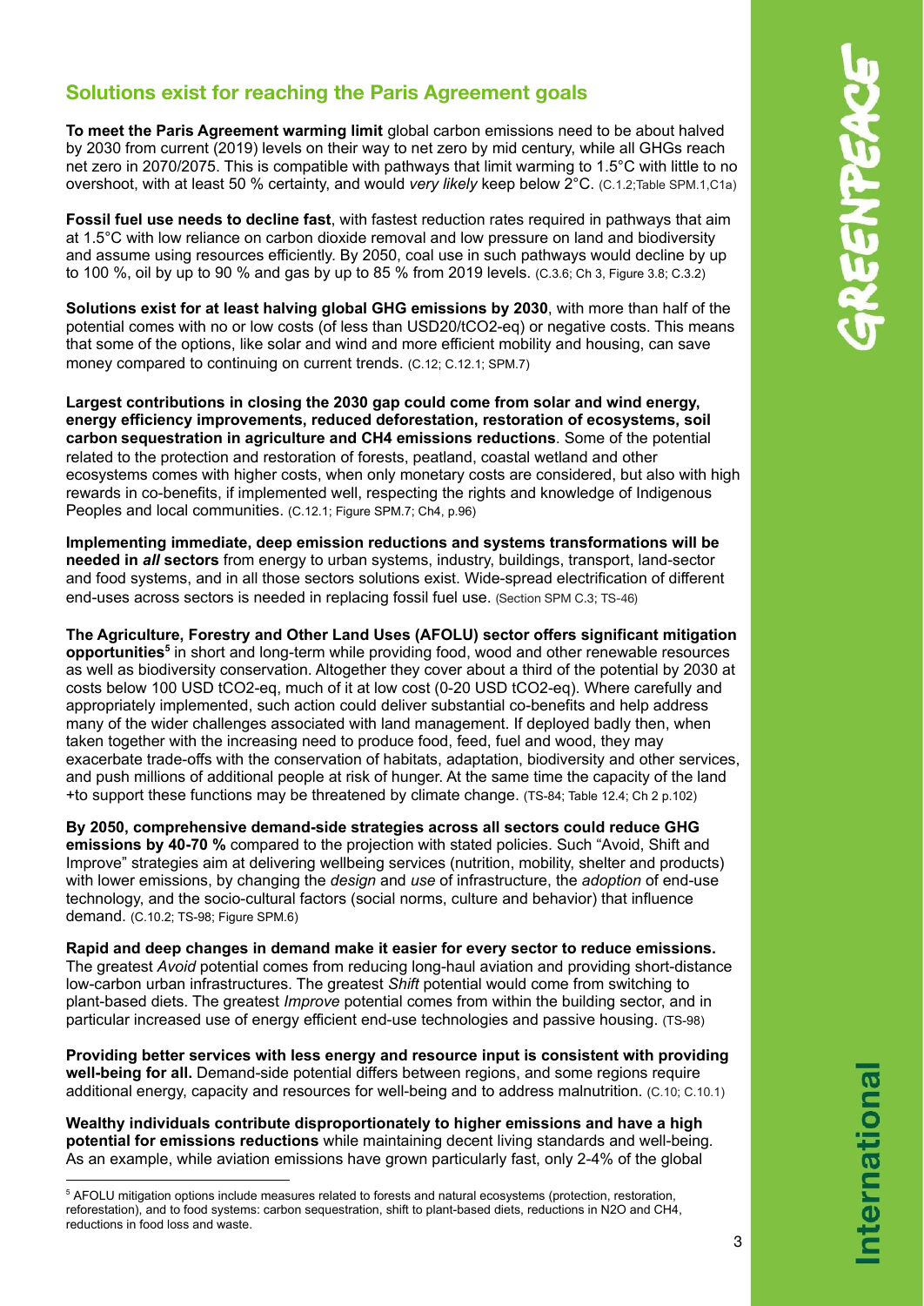## Solutions exist for reaching the Paris Agreement goals

**To meet the Paris Agreement warming limit** global carbon emissions need to be about halved by 2030 from current (2019) levels on their way to net zero by mid century, while all GHGs reach net zero in 2070/2075. This is compatible with pathways that limit warming to 1.5°C with little to no overshoot, with at least 50 % certainty, and would *very likely* keep below 2°C. (C.1.2;Table SPM.1,C1a)

**Fossil fuel use needs to decline fast**, with fastest reduction rates required in pathways that aim at 1.5°C with low reliance on carbon dioxide removal and low pressure on land and biodiversity and assume using resources efficiently. By 2050, coal use in such pathways would decline by up to 100 %, oil by up to 90 % and gas by up to 85 % from 2019 levels. (C.3.6; Ch 3, Figure 3.8; C.3.2)

**Solutions exist for at least halving global GHG emissions by 2030**, with more than half of the potential comes with no or low costs (of less than USD20/tCO2-eq) or negative costs. This means that some of the options, like solar and wind and more efficient mobility and housing, can save money compared to continuing on current trends. (C.12; C.12.1; SPM.7)

**Largest contributions in closing the 2030 gap could come from solar and wind energy, energy efficiency improvements, reduced deforestation, restoration of ecosystems, soil carbon sequestration in agriculture and CH4 emissions reductions**. Some of the potential related to the protection and restoration of forests, peatland, coastal wetland and other ecosystems comes with higher costs, when only monetary costs are considered, but also with high rewards in co-benefits, if implemented well, respecting the rights and knowledge of Indigenous Peoples and local communities. (C.12.1; Figure SPM.7; Ch4, p.96)

**Implementing immediate, deep emission reductions and systems transformations will be needed in *all* sectors** from energy to urban systems, industry, buildings, transport, land-sector and food systems, and in all those sectors solutions exist. Wide-spread electrification of different end-uses across sectors is needed in replacing fossil fuel use. (Section SPM C.3; TS-46)

**The Agriculture, Forestry and Other Land Uses (AFOLU) sector offers significant mitigation opportunities**[5] in short and long-term while providing food, wood and other renewable resources as well as biodiversity conservation. Altogether they cover about a third of the potential by 2030 at costs below 100 USD tCO2-eq, much of it at low cost (0-20 USD tCO2-eq). Where carefully and appropriately implemented, such action could deliver substantial co-benefits and help address many of the wider challenges associated with land management. If deployed badly then, when taken together with the increasing need to produce food, feed, fuel and wood, they may exacerbate trade-offs with the conservation of habitats, adaptation, biodiversity and other services, and push millions of additional people at risk of hunger. At the same time the capacity of the land +to support these functions may be threatened by climate change. (TS-84; Table 12.4; Ch 2 p.102)

**By 2050, comprehensive demand-side strategies across all sectors could reduce GHG emissions by 40-70 %** compared to the projection with stated policies. Such "Avoid, Shift and Improve" strategies aim at delivering wellbeing services (nutrition, mobility, shelter and products) with lower emissions, by changing the *design* and *use* of infrastructure, the *adoption* of end-use technology, and the socio-cultural factors (social norms, culture and behavior) that influence demand. (C.10.2; TS-98; Figure SPM.6)

**Rapid and deep changes in demand make it easier for every sector to reduce emissions.** The greatest *Avoid* potential comes from reducing long-haul aviation and providing short-distance low-carbon urban infrastructures. The greatest *Shift* potential would come from switching to plant-based diets. The greatest *Improve* potential comes from within the building sector, and in particular increased use of energy efficient end-use technologies and passive housing. (TS-98)

**Providing better services with less energy and resource input is consistent with providing well-being for all.** Demand-side potential differs between regions, and some regions require additional energy, capacity and resources for well-being and to address malnutrition. (C.10; C.10.1)

**Wealthy individuals contribute disproportionately to higher emissions and have a high potential for emissions reductions** while maintaining decent living standards and well-being. As an example, while aviation emissions have grown particularly fast, only 2-4% of the global

---

[5] AFOLU mitigation options include measures related to forests and natural ecosystems (protection, restoration, reforestation), and to food systems: carbon sequestration, shift to plant-based diets, reductions in N2O and CH4, reductions in food loss and waste.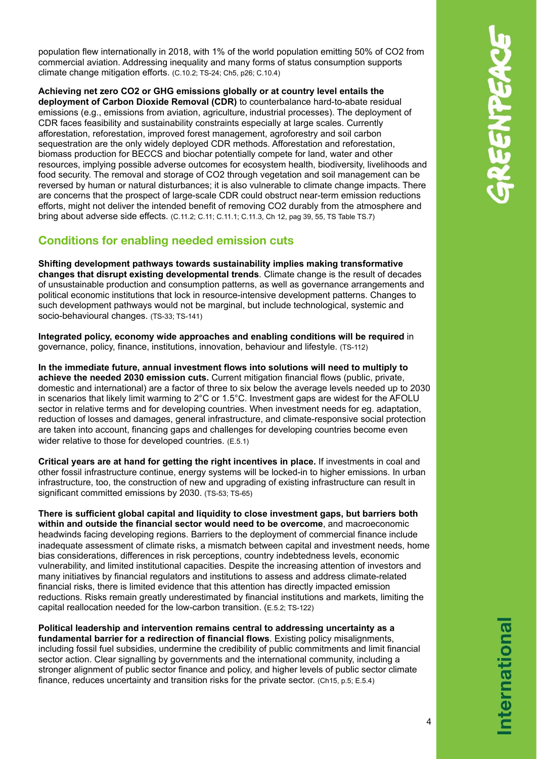population flew internationally in 2018, with 1% of the world population emitting 50% of $CO_2$ from commercial aviation. Addressing inequality and many forms of status consumption supports climate change mitigation efforts. (C.10.2; TS-24; Ch5, p26; C.10.4)

**Achieving net zero $CO_2$ or GHG emissions globally or at country level entails the deployment of Carbon Dioxide Removal (CDR)** to counterbalance hard-to-abate residual emissions (e.g., emissions from aviation, agriculture, industrial processes). The deployment of CDR faces feasibility and sustainability constraints especially at large scales. Currently afforestation, reforestation, improved forest management, agroforestry and soil carbon sequestration are the only widely deployed CDR methods. Afforestation and reforestation, biomass production for BECCS and biochar potentially compete for land, water and other resources, implying possible adverse outcomes for ecosystem health, biodiversity, livelihoods and food security. The removal and storage of $CO_2$ through vegetation and soil management can be reversed by human or natural disturbances; it is also vulnerable to climate change impacts. There are concerns that the prospect of large-scale CDR could obstruct near-term emission reductions efforts, might not deliver the intended benefit of removing $CO_2$ durably from the atmosphere and bring about adverse side effects. (C.11.2; C.11; C.11.1; C.11.3, Ch 12, pag 39, 55, TS Table TS.7)

## Conditions for enabling needed emission cuts

**Shifting development pathways towards sustainability implies making transformative changes that disrupt existing developmental trends**. Climate change is the result of decades of unsustainable production and consumption patterns, as well as governance arrangements and political economic institutions that lock in resource-intensive development patterns. Changes to such development pathways would not be marginal, but include technological, systemic and socio-behavioural changes. (TS-33; TS-141)

**Integrated policy, economy wide approaches and enabling conditions will be required** in governance, policy, finance, institutions, innovation, behaviour and lifestyle. (TS-112)

**In the immediate future, annual investment flows into solutions will need to multiply to achieve the needed 2030 emission cuts.** Current mitigation financial flows (public, private, domestic and international) are a factor of three to six below the average levels needed up to 2030 in scenarios that likely limit warming to 2°C or 1.5°C. Investment gaps are widest for the AFOLU sector in relative terms and for developing countries. When investment needs for eg. adaptation, reduction of losses and damages, general infrastructure, and climate-responsive social protection are taken into account, financing gaps and challenges for developing countries become even wider relative to those for developed countries. (E.5.1)

**Critical years are at hand for getting the right incentives in place.** If investments in coal and other fossil infrastructure continue, energy systems will be locked-in to higher emissions. In urban infrastructure, too, the construction of new and upgrading of existing infrastructure can result in significant committed emissions by 2030. (TS-53; TS-65)

**There is sufficient global capital and liquidity to close investment gaps, but barriers both within and outside the financial sector would need to be overcome**, and macroeconomic headwinds facing developing regions. Barriers to the deployment of commercial finance include inadequate assessment of climate risks, a mismatch between capital and investment needs, home bias considerations, differences in risk perceptions, country indebtedness levels, economic vulnerability, and limited institutional capacities. Despite the increasing attention of investors and many initiatives by financial regulators and institutions to assess and address climate-related financial risks, there is limited evidence that this attention has directly impacted emission reductions. Risks remain greatly underestimated by financial institutions and markets, limiting the capital reallocation needed for the low-carbon transition. (E.5.2; TS-122)

**Political leadership and intervention remains central to addressing uncertainty as a fundamental barrier for a redirection of financial flows**. Existing policy misalignments, including fossil fuel subsidies, undermine the credibility of public commitments and limit financial sector action. Clear signalling by governments and the international community, including a stronger alignment of public sector finance and policy, and higher levels of public sector climate finance, reduces uncertainty and transition risks for the private sector. (Ch15, p.5; E.5.4)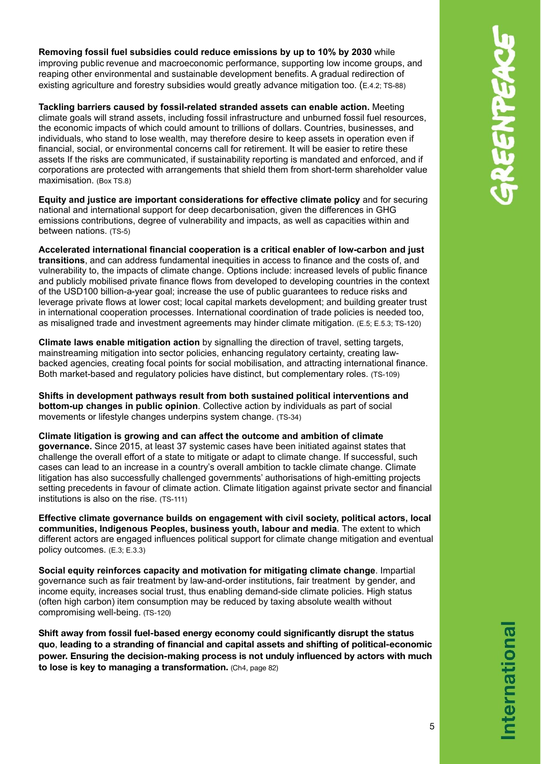**Removing fossil fuel subsidies could reduce emissions by up to 10% by 2030** while improving public revenue and macroeconomic performance, supporting low income groups, and reaping other environmental and sustainable development benefits. A gradual redirection of existing agriculture and forestry subsidies would greatly advance mitigation too. (E.4.2; TS-88)

**Tackling barriers caused by fossil-related stranded assets can enable action.** Meeting climate goals will strand assets, including fossil infrastructure and unburned fossil fuel resources, the economic impacts of which could amount to trillions of dollars. Countries, businesses, and individuals, who stand to lose wealth, may therefore desire to keep assets in operation even if financial, social, or environmental concerns call for retirement. It will be easier to retire these assets If the risks are communicated, if sustainability reporting is mandated and enforced, and if corporations are protected with arrangements that shield them from short-term shareholder value maximisation. (Box TS.8)

**Equity and justice are important considerations for effective climate policy** and for securing national and international support for deep decarbonisation, given the differences in GHG emissions contributions, degree of vulnerability and impacts, as well as capacities within and between nations. (TS-5)

**Accelerated international financial cooperation is a critical enabler of low-carbon and just transitions**, and can address fundamental inequities in access to finance and the costs of, and vulnerability to, the impacts of climate change. Options include: increased levels of public finance and publicly mobilised private finance flows from developed to developing countries in the context of the USD100 billion-a-year goal; increase the use of public guarantees to reduce risks and leverage private flows at lower cost; local capital markets development; and building greater trust in international cooperation processes. International coordination of trade policies is needed too, as misaligned trade and investment agreements may hinder climate mitigation. (E.5; E.5.3; TS-120)

**Climate laws enable mitigation action** by signalling the direction of travel, setting targets, mainstreaming mitigation into sector policies, enhancing regulatory certainty, creating law-backed agencies, creating focal points for social mobilisation, and attracting international finance. Both market-based and regulatory policies have distinct, but complementary roles. (TS-109)

**Shifts in development pathways result from both sustained political interventions and bottom-up changes in public opinion**. Collective action by individuals as part of social movements or lifestyle changes underpins system change. (TS-34)

**Climate litigation is growing and can affect the outcome and ambition of climate governance.** Since 2015, at least 37 systemic cases have been initiated against states that challenge the overall effort of a state to mitigate or adapt to climate change. If successful, such cases can lead to an increase in a country's overall ambition to tackle climate change. Climate litigation has also successfully challenged governments' authorisations of high-emitting projects setting precedents in favour of climate action. Climate litigation against private sector and financial institutions is also on the rise. (TS-111)

**Effective climate governance builds on engagement with civil society, political actors, local communities, Indigenous Peoples, business youth, labour and media**. The extent to which different actors are engaged influences political support for climate change mitigation and eventual policy outcomes. (E.3; E.3.3)

**Social equity reinforces capacity and motivation for mitigating climate change**. Impartial governance such as fair treatment by law-and-order institutions, fair treatment by gender, and income equity, increases social trust, thus enabling demand-side climate policies. High status (often high carbon) item consumption may be reduced by taxing absolute wealth without compromising well-being. (TS-120)

**Shift away from fossil fuel-based energy economy could significantly disrupt the status quo**, **leading to a stranding of financial and capital assets and shifting of political-economic power. Ensuring the decision-making process is not unduly influenced by actors with much to lose is key to managing a transformation.** (Ch4, page 82)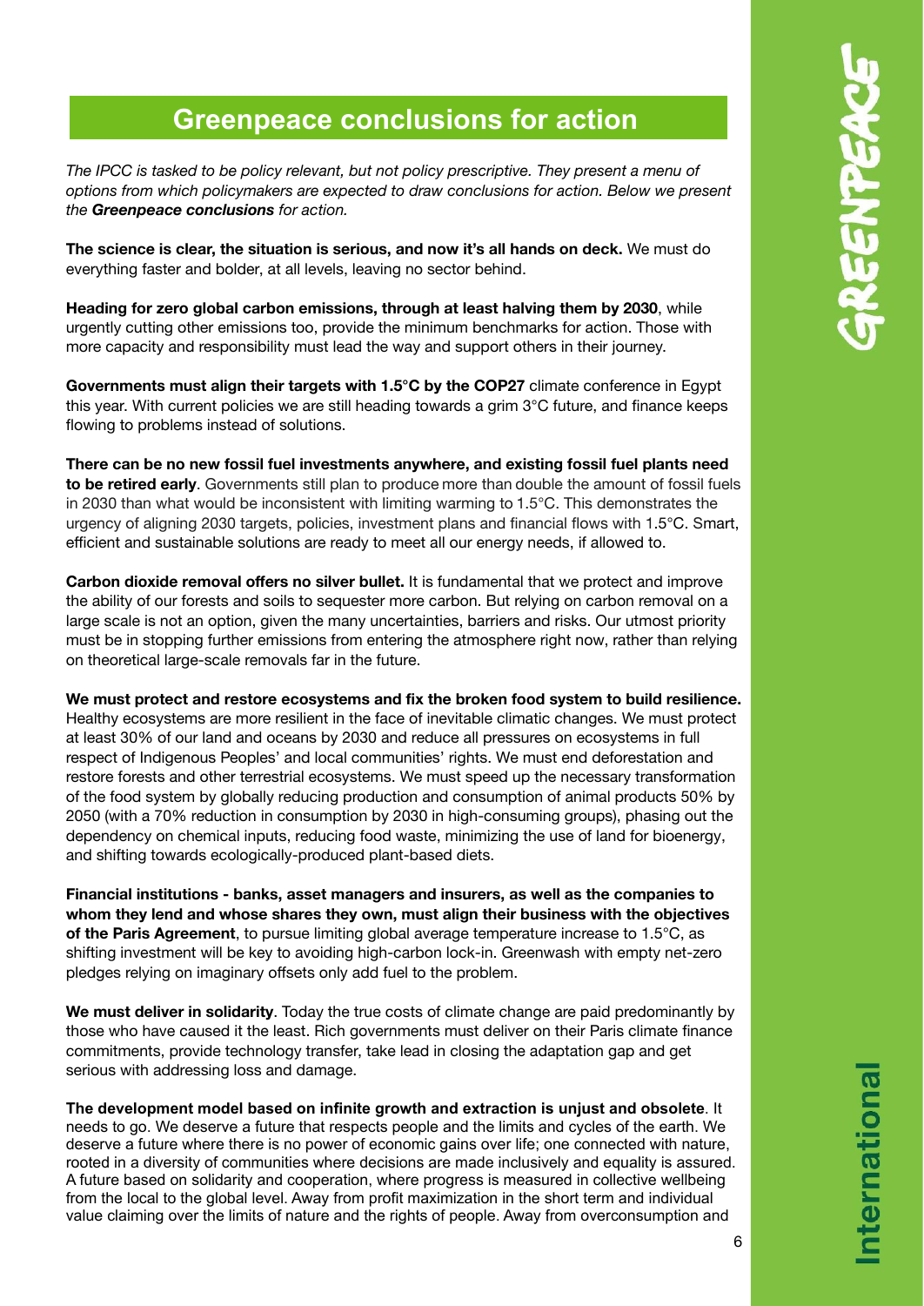## Greenpeace conclusions for action

*The IPCC is tasked to be policy relevant, but not policy prescriptive. They present a menu of options from which policymakers are expected to draw conclusions for action. Below we present the **Greenpeace conclusions** for action.*

**The science is clear, the situation is serious, and now it's all hands on deck.** We must do everything faster and bolder, at all levels, leaving no sector behind.

**Heading for zero global carbon emissions, through at least halving them by 2030**, while urgently cutting other emissions too, provide the minimum benchmarks for action. Those with more capacity and responsibility must lead the way and support others in their journey.

**Governments must align their targets with 1.5°C by the COP27** climate conference in Egypt this year. With current policies we are still heading towards a grim 3°C future, and finance keeps flowing to problems instead of solutions.

**There can be no new fossil fuel investments anywhere, and existing fossil fuel plants need to be retired early**. Governments still plan to produce more than double the amount of fossil fuels in 2030 than what would be inconsistent with limiting warming to 1.5°C. This demonstrates the urgency of aligning 2030 targets, policies, investment plans and financial flows with 1.5°C. Smart, efficient and sustainable solutions are ready to meet all our energy needs, if allowed to.

**Carbon dioxide removal offers no silver bullet.** It is fundamental that we protect and improve the ability of our forests and soils to sequester more carbon. But relying on carbon removal on a large scale is not an option, given the many uncertainties, barriers and risks. Our utmost priority must be in stopping further emissions from entering the atmosphere right now, rather than relying on theoretical large-scale removals far in the future.

**We must protect and restore ecosystems and fix the broken food system to build resilience.** Healthy ecosystems are more resilient in the face of inevitable climatic changes. We must protect at least 30% of our land and oceans by 2030 and reduce all pressures on ecosystems in full respect of Indigenous Peoples' and local communities' rights. We must end deforestation and restore forests and other terrestrial ecosystems. We must speed up the necessary transformation of the food system by globally reducing production and consumption of animal products 50% by 2050 (with a 70% reduction in consumption by 2030 in high-consuming groups), phasing out the dependency on chemical inputs, reducing food waste, minimizing the use of land for bioenergy, and shifting towards ecologically-produced plant-based diets.

**Financial institutions - banks, asset managers and insurers, as well as the companies to whom they lend and whose shares they own, must align their business with the objectives of the Paris Agreement**, to pursue limiting global average temperature increase to 1.5°C, as shifting investment will be key to avoiding high-carbon lock-in. Greenwash with empty net-zero pledges relying on imaginary offsets only add fuel to the problem.

**We must deliver in solidarity**. Today the true costs of climate change are paid predominantly by those who have caused it the least. Rich governments must deliver on their Paris climate finance commitments, provide technology transfer, take lead in closing the adaptation gap and get serious with addressing loss and damage.

**The development model based on infinite growth and extraction is unjust and obsolete**. It needs to go. We deserve a future that respects people and the limits and cycles of the earth. We deserve a future where there is no power of economic gains over life; one connected with nature, rooted in a diversity of communities where decisions are made inclusively and equality is assured. A future based on solidarity and cooperation, where progress is measured in collective wellbeing from the local to the global level. Away from profit maximization in the short term and individual value claiming over the limits of nature and the rights of people. Away from overconsumption and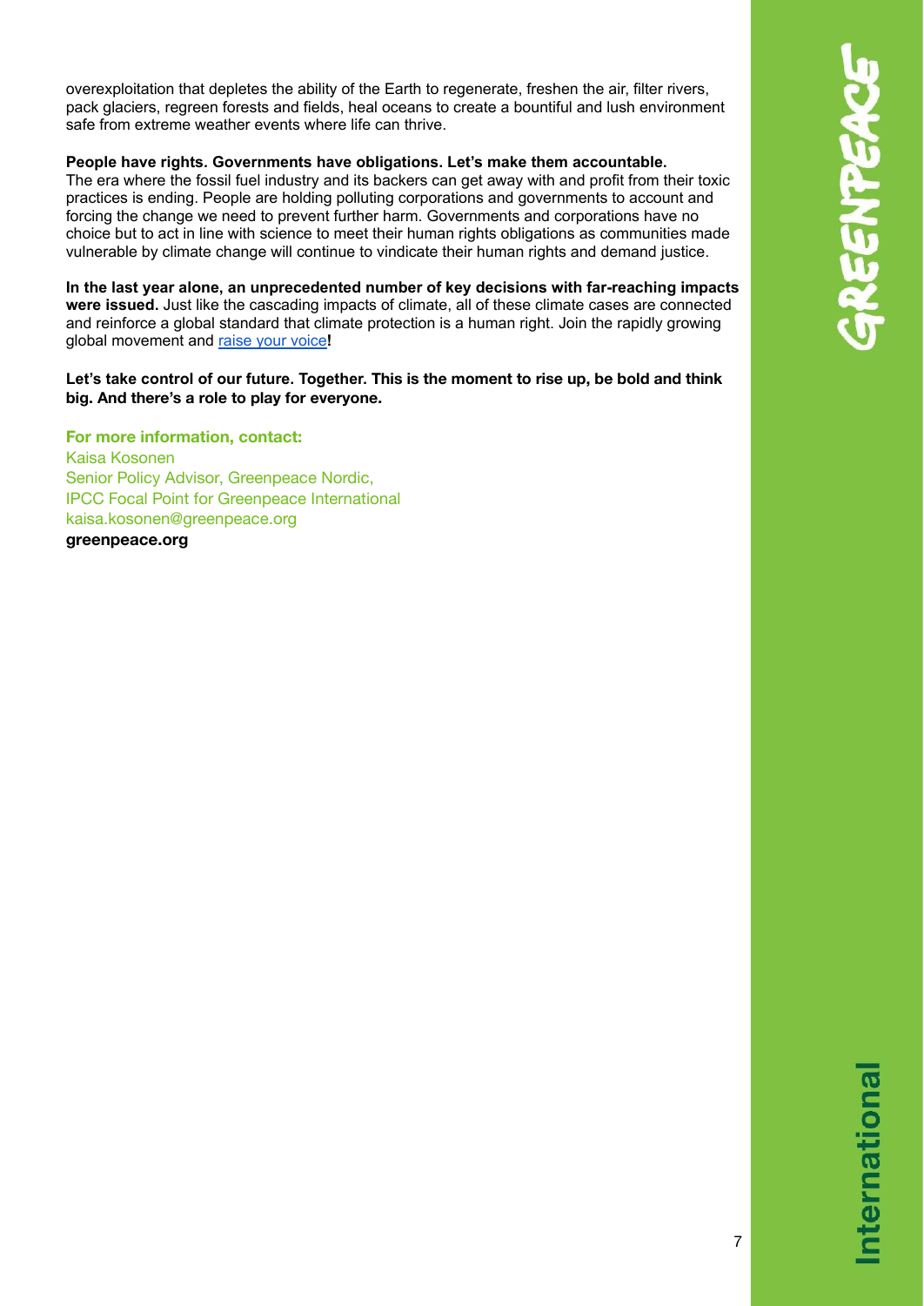overexploitation that depletes the ability of the Earth to regenerate, freshen the air, filter rivers, pack glaciers, regreen forests and fields, heal oceans to create a bountiful and lush environment safe from extreme weather events where life can thrive.

**People have rights. Governments have obligations. Let's make them accountable.**
The era where the fossil fuel industry and its backers can get away with and profit from their toxic practices is ending. People are holding polluting corporations and governments to account and forcing the change we need to prevent further harm. Governments and corporations have no choice but to act in line with science to meet their human rights obligations as communities made vulnerable by climate change will continue to vindicate their human rights and demand justice.

**In the last year alone, an unprecedented number of key decisions with far-reaching impacts were issued.** Just like the cascading impacts of climate, all of these climate cases are connected and reinforce a global standard that climate protection is a human right. Join the rapidly growing global movement and raise your voice**!**

**Let's take control of our future. Together. This is the moment to rise up, be bold and think big. And there's a role to play for everyone.**

**For more information, contact:**
Kaisa Kosonen
Senior Policy Advisor, Greenpeace Nordic,
IPCC Focal Point for Greenpeace International
kaisa.kosonen@greenpeace.org
**greenpeace.org**